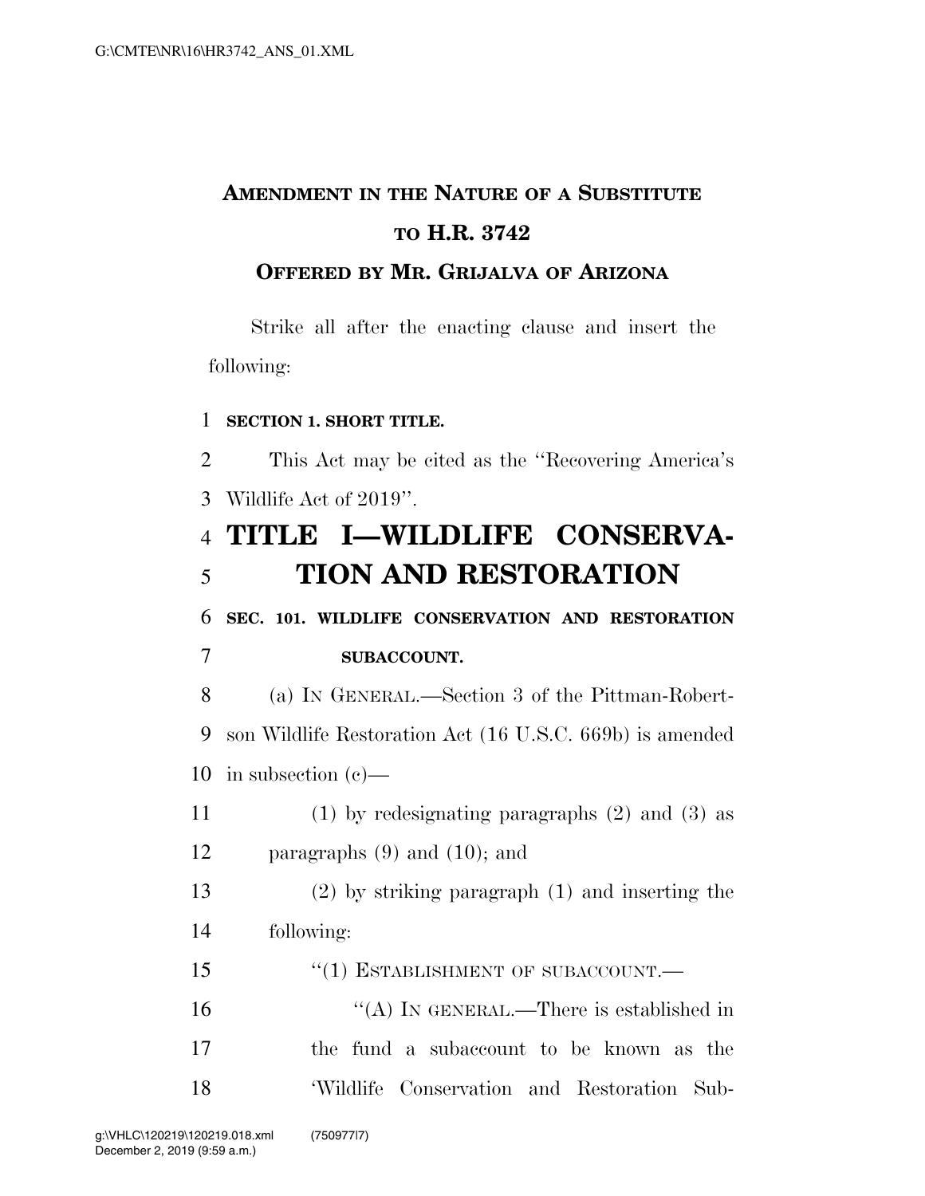# AMENDMENT IN THE NATURE OF A SUBSTITUTE TO H.R. 3742

## OFFERED BY MR. GRIJALVA OF ARIZONA

Strike all after the enacting clause and insert the following:

**SECTION 1. SHORT TITLE.**

This Act may be cited as the "Recovering America's Wildlife Act of 2019".

# TITLE I—WILDLIFE CONSERVATION AND RESTORATION

**SEC. 101. WILDLIFE CONSERVATION AND RESTORATION SUBACCOUNT.**

(a) IN GENERAL.—Section 3 of the Pittman-Robertson Wildlife Restoration Act (16 U.S.C. 669b) is amended in subsection (c)—

(1) by redesignating paragraphs (2) and (3) as paragraphs (9) and (10); and

(2) by striking paragraph (1) and inserting the following:

"(1) ESTABLISHMENT OF SUBACCOUNT.—

"(A) IN GENERAL.—There is established in the fund a subaccount to be known as the 'Wildlife Conservation and Restoration Sub-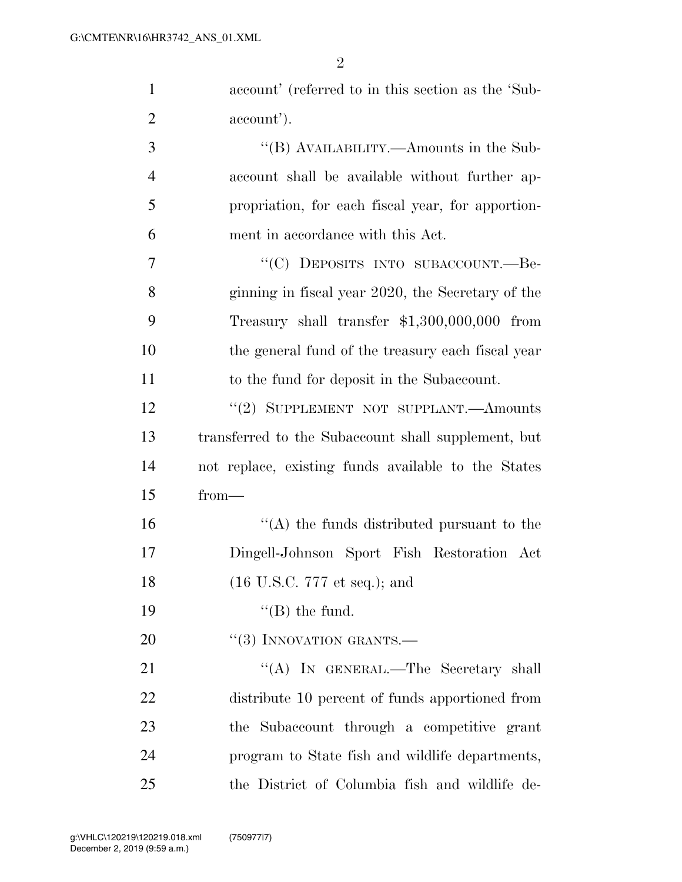account' (referred to in this section as the 'Subaccount').

"(B) AVAILABILITY.—Amounts in the Subaccount shall be available without further appropriation, for each fiscal year, for apportionment in accordance with this Act.

"(C) DEPOSITS INTO SUBACCOUNT.—Beginning in fiscal year 2020, the Secretary of the Treasury shall transfer $1,300,000,000 from the general fund of the treasury each fiscal year to the fund for deposit in the Subaccount.

"(2) SUPPLEMENT NOT SUPPLANT.—Amounts transferred to the Subaccount shall supplement, but not replace, existing funds available to the States from—

"(A) the funds distributed pursuant to the Dingell-Johnson Sport Fish Restoration Act (16 U.S.C. 777 et seq.); and

"(B) the fund.

"(3) INNOVATION GRANTS.—

"(A) IN GENERAL.—The Secretary shall distribute 10 percent of funds apportioned from the Subaccount through a competitive grant program to State fish and wildlife departments, the District of Columbia fish and wildlife de-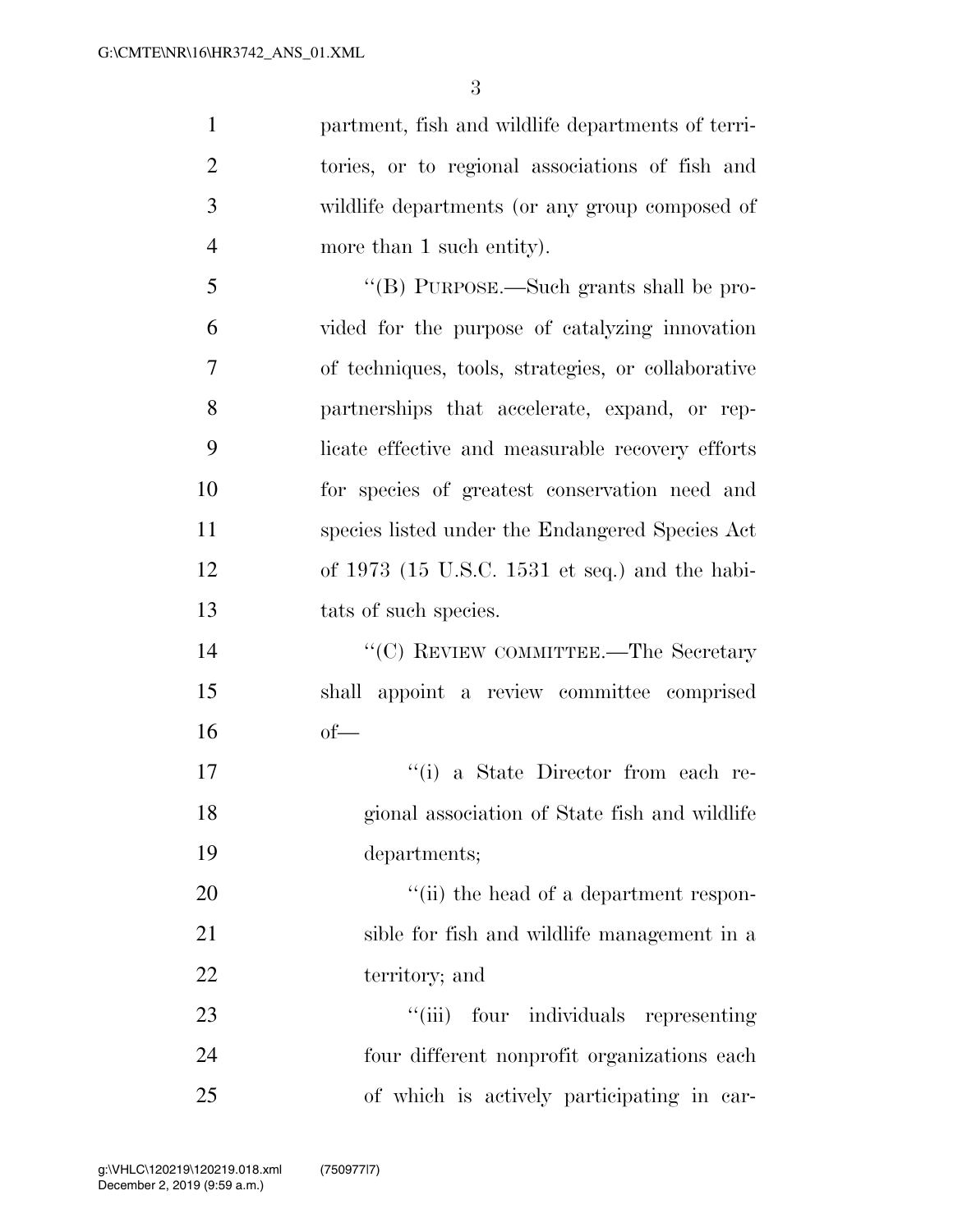partment, fish and wildlife departments of territories, or to regional associations of fish and wildlife departments (or any group composed of more than 1 such entity).

"(B) PURPOSE.—Such grants shall be provided for the purpose of catalyzing innovation of techniques, tools, strategies, or collaborative partnerships that accelerate, expand, or replicate effective and measurable recovery efforts for species of greatest conservation need and species listed under the Endangered Species Act of 1973 (15 U.S.C. 1531 et seq.) and the habitats of such species.

"(C) REVIEW COMMITTEE.—The Secretary shall appoint a review committee comprised of—

"(i) a State Director from each regional association of State fish and wildlife departments;

"(ii) the head of a department responsible for fish and wildlife management in a territory; and

"(iii) four individuals representing four different nonprofit organizations each of which is actively participating in car-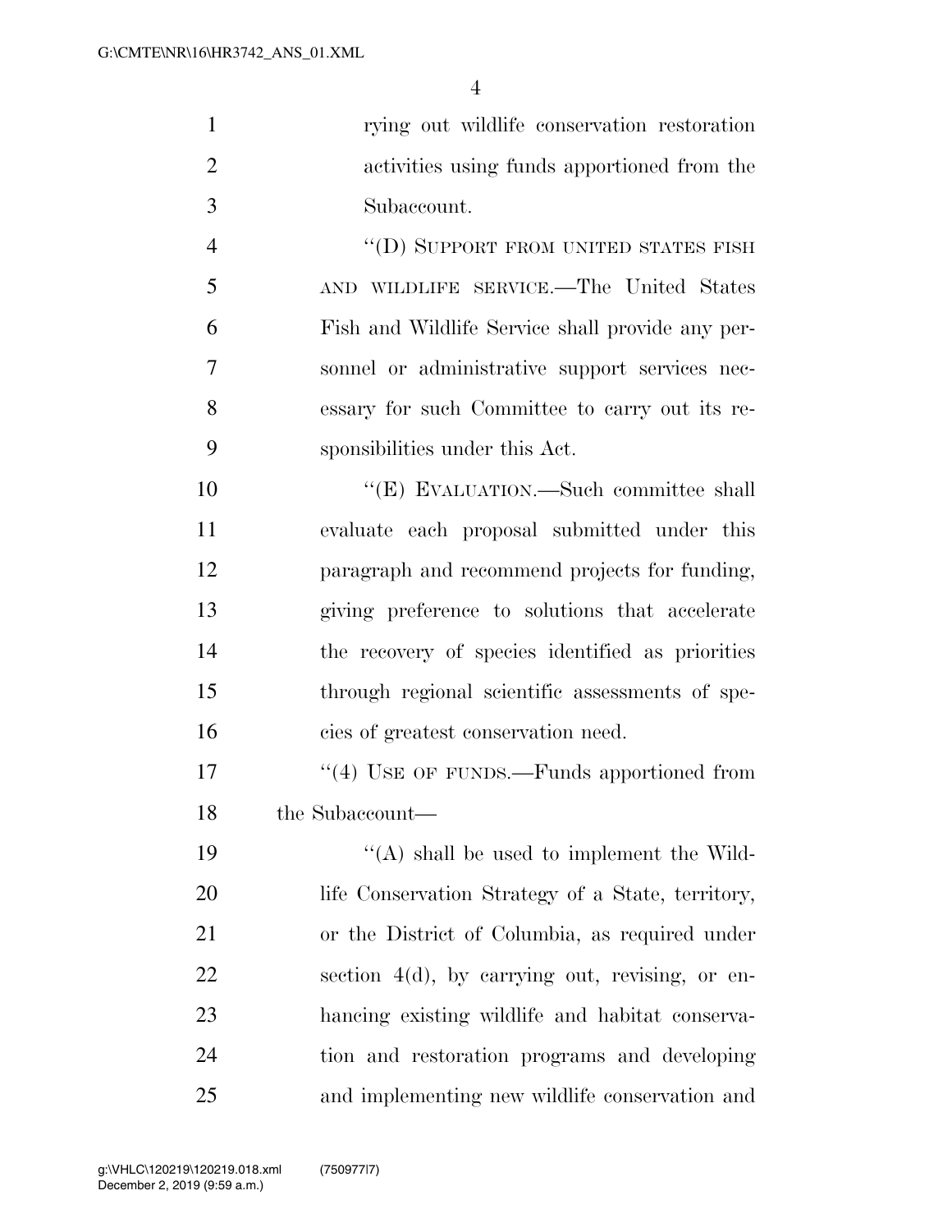rying out wildlife conservation restoration activities using funds apportioned from the Subaccount.

"(D) SUPPORT FROM UNITED STATES FISH AND WILDLIFE SERVICE.—The United States Fish and Wildlife Service shall provide any personnel or administrative support services necessary for such Committee to carry out its responsibilities under this Act.

"(E) EVALUATION.—Such committee shall evaluate each proposal submitted under this paragraph and recommend projects for funding, giving preference to solutions that accelerate the recovery of species identified as priorities through regional scientific assessments of species of greatest conservation need.

"(4) USE OF FUNDS.—Funds apportioned from the Subaccount—

"(A) shall be used to implement the Wildlife Conservation Strategy of a State, territory, or the District of Columbia, as required under section 4(d), by carrying out, revising, or enhancing existing wildlife and habitat conservation and restoration programs and developing and implementing new wildlife conservation and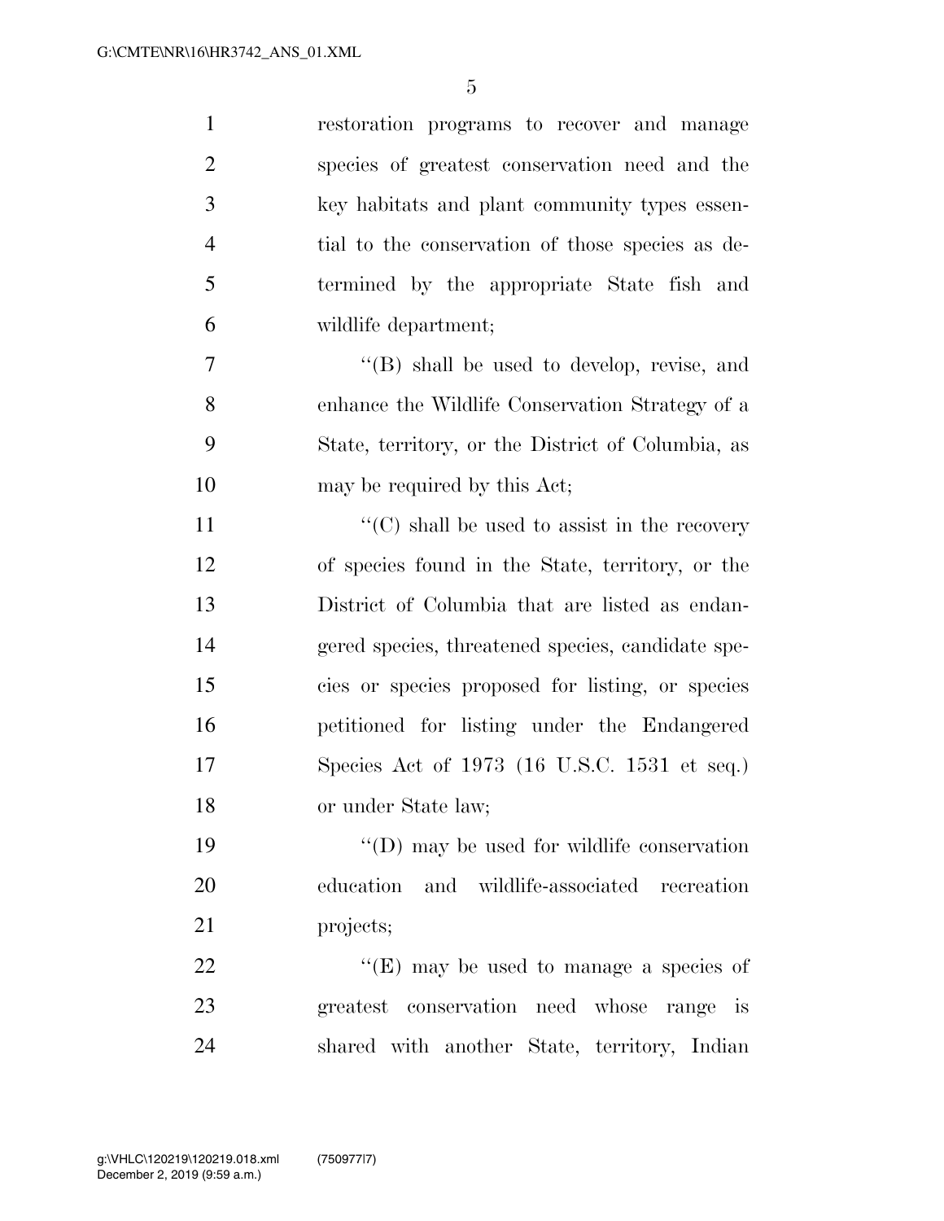restoration programs to recover and manage species of greatest conservation need and the key habitats and plant community types essential to the conservation of those species as determined by the appropriate State fish and wildlife department;

''(B) shall be used to develop, revise, and enhance the Wildlife Conservation Strategy of a State, territory, or the District of Columbia, as may be required by this Act;

''(C) shall be used to assist in the recovery of species found in the State, territory, or the District of Columbia that are listed as endangered species, threatened species, candidate species or species proposed for listing, or species petitioned for listing under the Endangered Species Act of 1973 (16 U.S.C. 1531 et seq.) or under State law;

''(D) may be used for wildlife conservation education and wildlife-associated recreation projects;

''(E) may be used to manage a species of greatest conservation need whose range is shared with another State, territory, Indian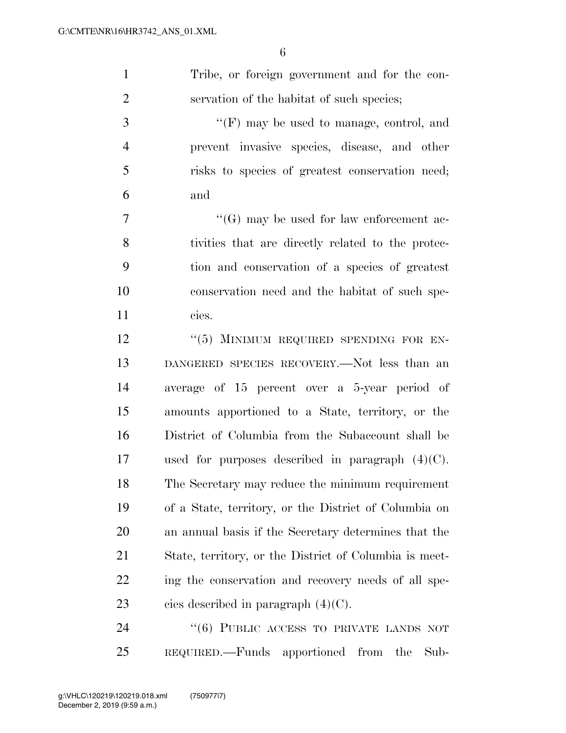Tribe, or foreign government and for the conservation of the habitat of such species;

''(F) may be used to manage, control, and prevent invasive species, disease, and other risks to species of greatest conservation need; and

''(G) may be used for law enforcement activities that are directly related to the protection and conservation of a species of greatest conservation need and the habitat of such species.

''(5) MINIMUM REQUIRED SPENDING FOR ENDANGERED SPECIES RECOVERY.—Not less than an average of 15 percent over a 5-year period of amounts apportioned to a State, territory, or the District of Columbia from the Subaccount shall be used for purposes described in paragraph (4)(C). The Secretary may reduce the minimum requirement of a State, territory, or the District of Columbia on an annual basis if the Secretary determines that the State, territory, or the District of Columbia is meeting the conservation and recovery needs of all species described in paragraph (4)(C).

''(6) PUBLIC ACCESS TO PRIVATE LANDS NOT REQUIRED.—Funds apportioned from the Sub-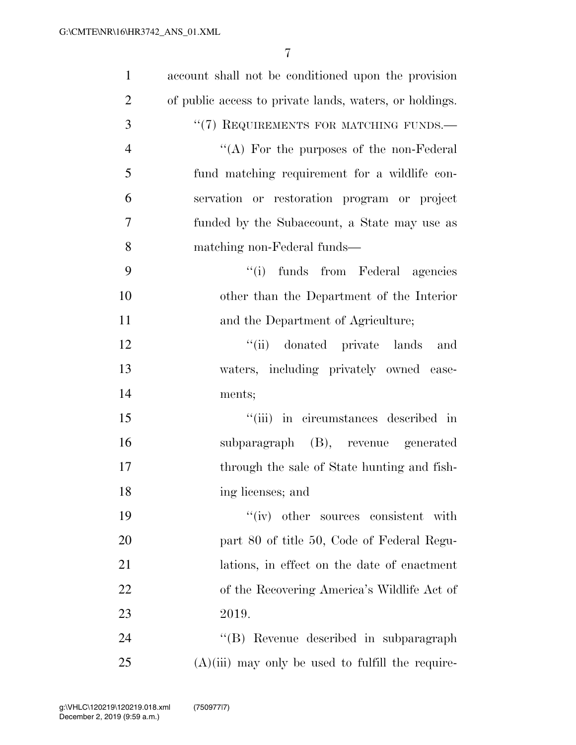account shall not be conditioned upon the provision of public access to private lands, waters, or holdings.

"(7) REQUIREMENTS FOR MATCHING FUNDS.—

"(A) For the purposes of the non-Federal fund matching requirement for a wildlife conservation or restoration program or project funded by the Subaccount, a State may use as matching non-Federal funds—

"(i) funds from Federal agencies other than the Department of the Interior and the Department of Agriculture;

"(ii) donated private lands and waters, including privately owned easements;

"(iii) in circumstances described in subparagraph (B), revenue generated through the sale of State hunting and fishing licenses; and

"(iv) other sources consistent with part 80 of title 50, Code of Federal Regulations, in effect on the date of enactment of the Recovering America's Wildlife Act of 2019.

"(B) Revenue described in subparagraph (A)(iii) may only be used to fulfill the require-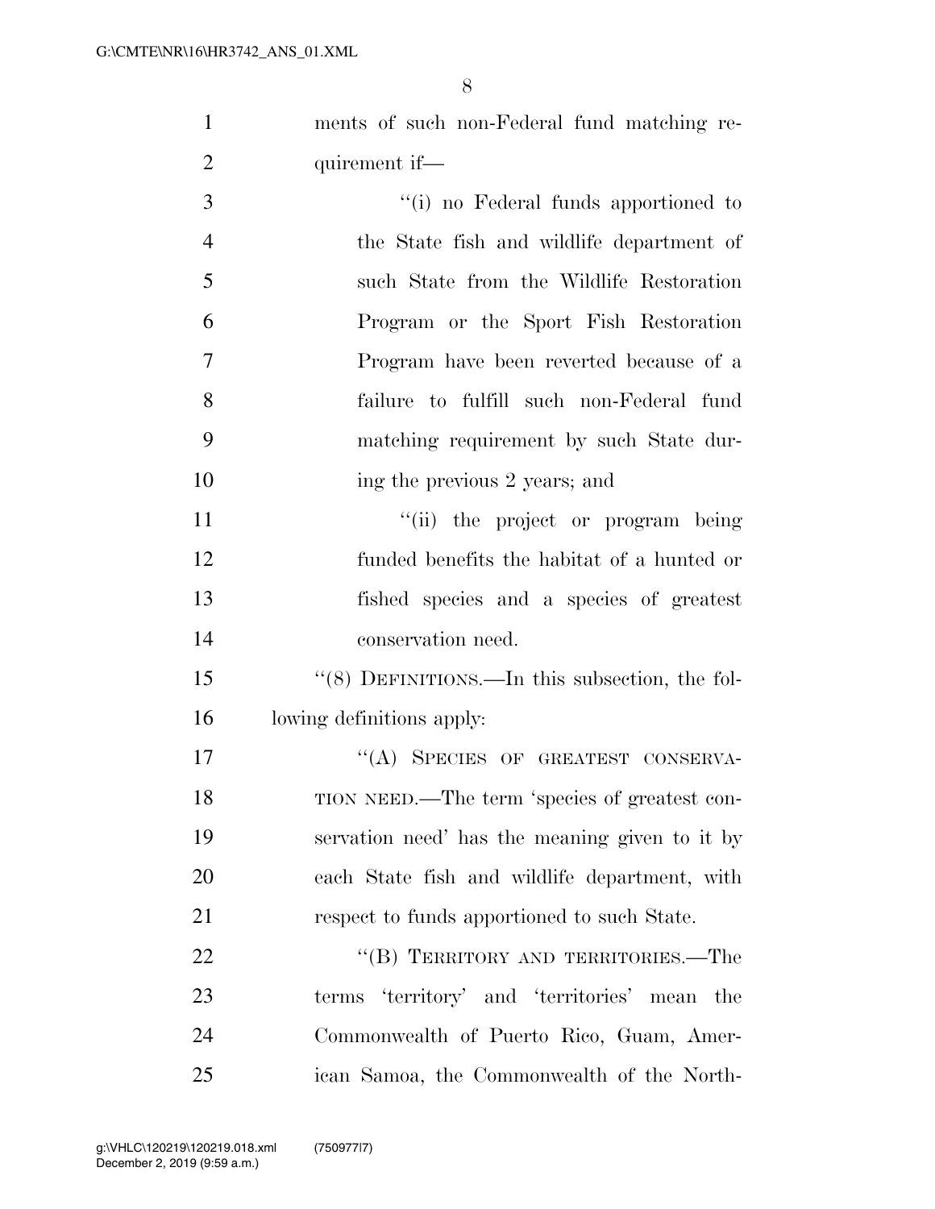ments of such non-Federal fund matching requirement if—

"(i) no Federal funds apportioned to the State fish and wildlife department of such State from the Wildlife Restoration Program or the Sport Fish Restoration Program have been reverted because of a failure to fulfill such non-Federal fund matching requirement by such State during the previous 2 years; and

"(ii) the project or program being funded benefits the habitat of a hunted or fished species and a species of greatest conservation need.

"(8) DEFINITIONS.—In this subsection, the following definitions apply:

"(A) SPECIES OF GREATEST CONSERVATION NEED.—The term 'species of greatest conservation need' has the meaning given to it by each State fish and wildlife department, with respect to funds apportioned to such State.

"(B) TERRITORY AND TERRITORIES.—The terms 'territory' and 'territories' mean the Commonwealth of Puerto Rico, Guam, American Samoa, the Commonwealth of the North-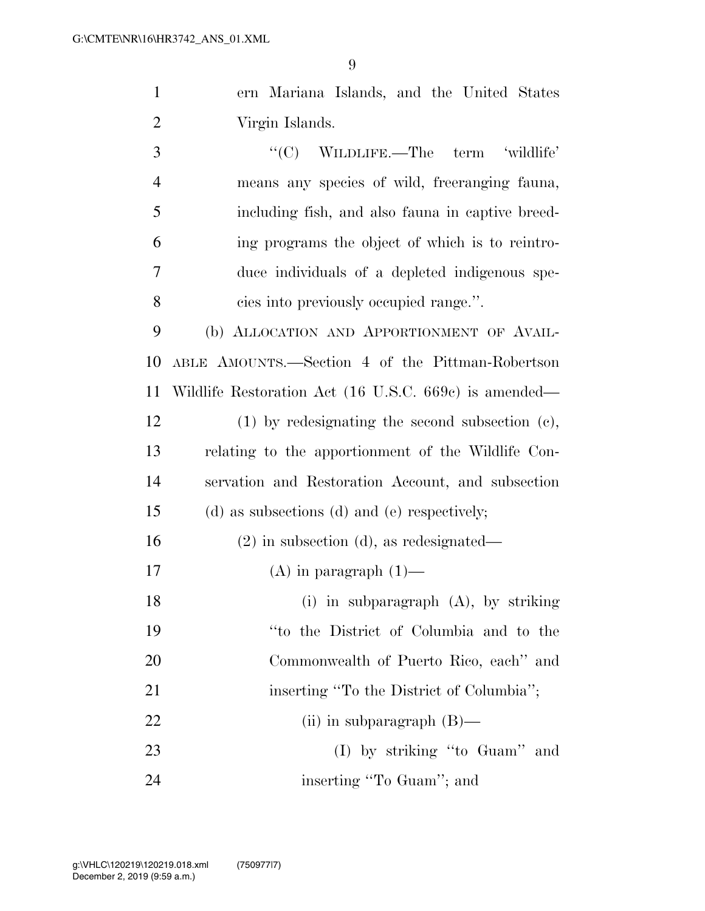ern Mariana Islands, and the United States Virgin Islands.

"(C) WILDLIFE.—The term 'wildlife' means any species of wild, freeranging fauna, including fish, and also fauna in captive breeding programs the object of which is to reintroduce individuals of a depleted indigenous species into previously occupied range.".

(b) ALLOCATION AND APPORTIONMENT OF AVAILABLE AMOUNTS.—Section 4 of the Pittman-Robertson Wildlife Restoration Act (16 U.S.C. 669c) is amended—

(1) by redesignating the second subsection (c), relating to the apportionment of the Wildlife Conservation and Restoration Account, and subsection (d) as subsections (d) and (e) respectively;

(2) in subsection (d), as redesignated—

(A) in paragraph (1)—

(i) in subparagraph (A), by striking "to the District of Columbia and to the Commonwealth of Puerto Rico, each" and inserting "To the District of Columbia";

(ii) in subparagraph (B)—

(I) by striking "to Guam" and inserting "To Guam"; and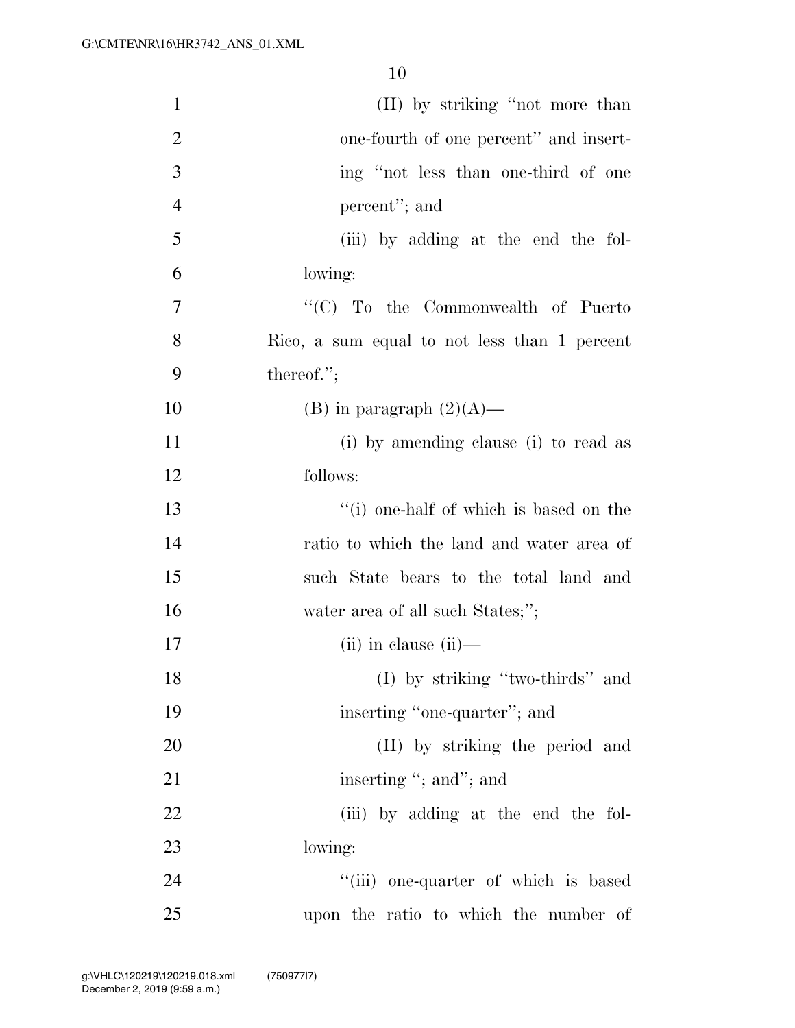(II) by striking "not more than one-fourth of one percent" and inserting "not less than one-third of one percent"; and

(iii) by adding at the end the following:

"(C) To the Commonwealth of Puerto Rico, a sum equal to not less than 1 percent thereof.";

(B) in paragraph (2)(A)—

(i) by amending clause (i) to read as follows:

"(i) one-half of which is based on the ratio to which the land and water area of such State bears to the total land and water area of all such States;";

(ii) in clause (ii)—

(I) by striking "two-thirds" and inserting "one-quarter"; and

(II) by striking the period and inserting "; and"; and

(iii) by adding at the end the following:

"(iii) one-quarter of which is based upon the ratio to which the number of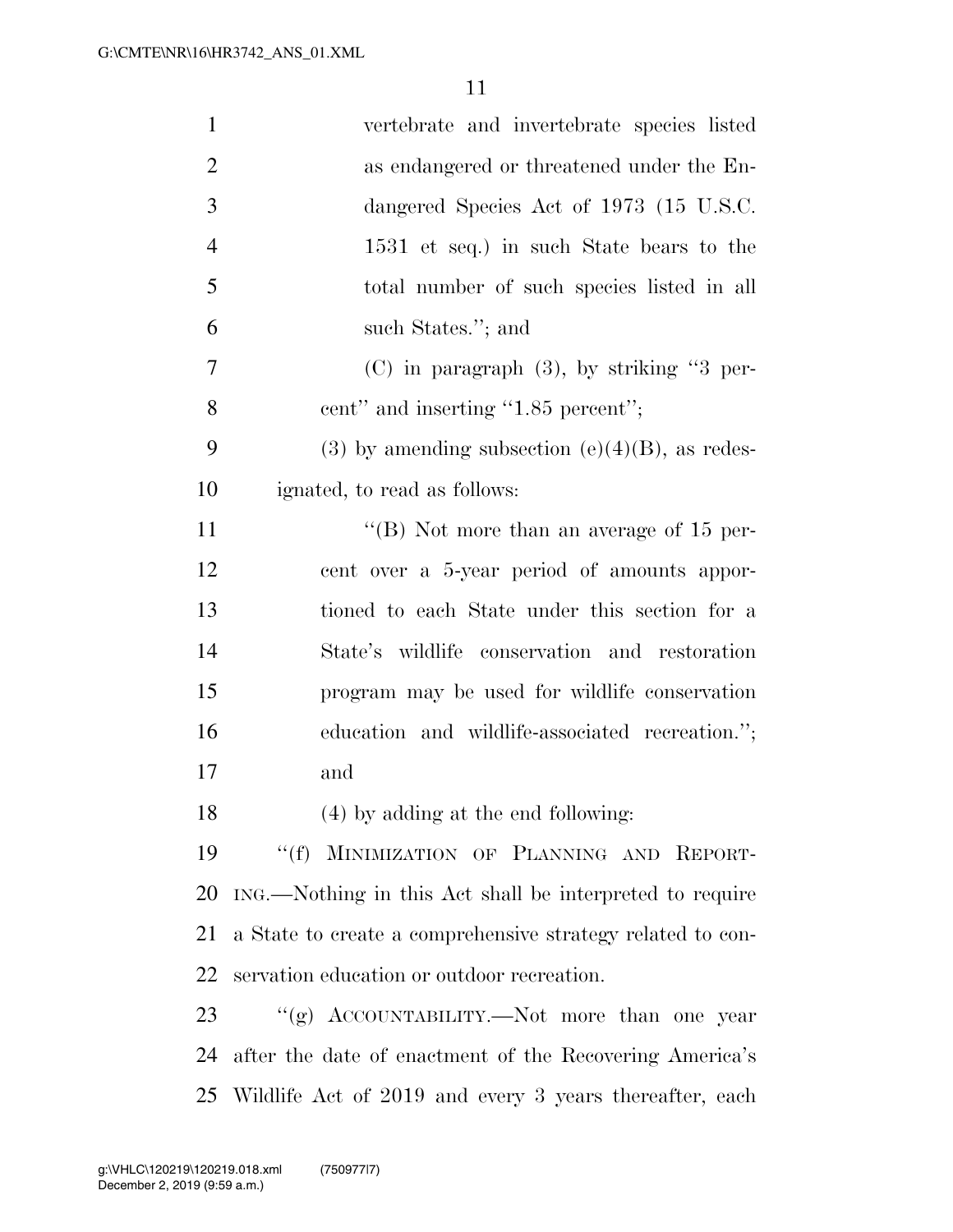vertebrate and invertebrate species listed as endangered or threatened under the Endangered Species Act of 1973 (15 U.S.C. 1531 et seq.) in such State bears to the total number of such species listed in all such States.''; and

(C) in paragraph (3), by striking ''3 percent'' and inserting ''1.85 percent'';

(3) by amending subsection (e)(4)(B), as redesignated, to read as follows:

''(B) Not more than an average of 15 percent over a 5-year period of amounts apportioned to each State under this section for a State's wildlife conservation and restoration program may be used for wildlife conservation education and wildlife-associated recreation.''; and

(4) by adding at the end following:

''(f) MINIMIZATION OF PLANNING AND REPORTING.—Nothing in this Act shall be interpreted to require a State to create a comprehensive strategy related to conservation education or outdoor recreation.

''(g) ACCOUNTABILITY.—Not more than one year after the date of enactment of the Recovering America's Wildlife Act of 2019 and every 3 years thereafter, each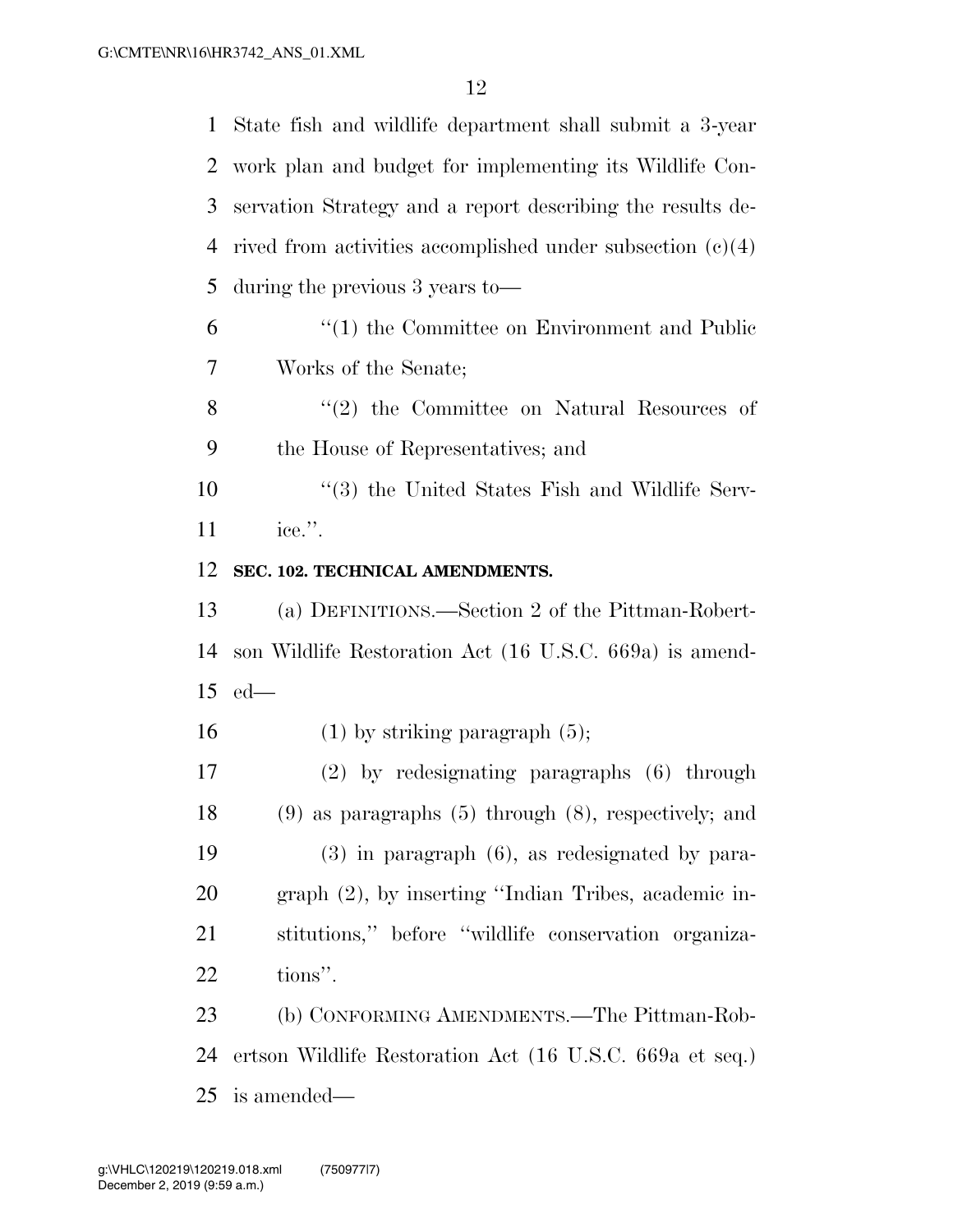State fish and wildlife department shall submit a 3-year work plan and budget for implementing its Wildlife Conservation Strategy and a report describing the results derived from activities accomplished under subsection (c)(4) during the previous 3 years to—

"(1) the Committee on Environment and Public Works of the Senate;

"(2) the Committee on Natural Resources of the House of Representatives; and

"(3) the United States Fish and Wildlife Service.".

**SEC. 102. TECHNICAL AMENDMENTS.**

(a) DEFINITIONS.—Section 2 of the Pittman-Robertson Wildlife Restoration Act (16 U.S.C. 669a) is amended—

(1) by striking paragraph (5);

(2) by redesignating paragraphs (6) through (9) as paragraphs (5) through (8), respectively; and

(3) in paragraph (6), as redesignated by paragraph (2), by inserting "Indian Tribes, academic institutions," before "wildlife conservation organizations".

(b) CONFORMING AMENDMENTS.—The Pittman-Robertson Wildlife Restoration Act (16 U.S.C. 669a et seq.) is amended—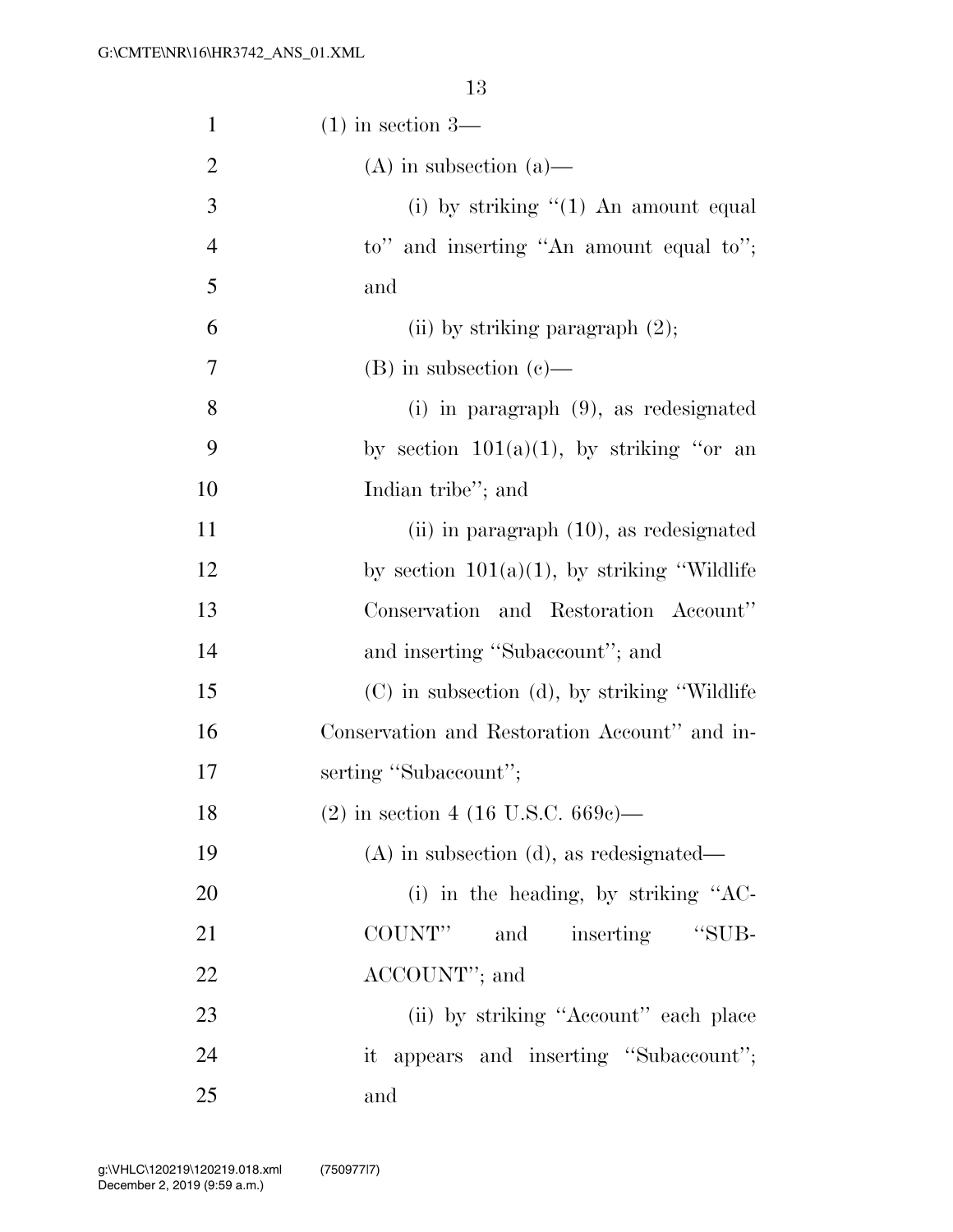(1) in section 3—

(A) in subsection (a)—

(i) by striking "(1) An amount equal to" and inserting "An amount equal to"; and

(ii) by striking paragraph (2);

(B) in subsection (c)—

(i) in paragraph (9), as redesignated by section 101(a)(1), by striking "or an Indian tribe"; and

(ii) in paragraph (10), as redesignated by section 101(a)(1), by striking "Wildlife Conservation and Restoration Account" and inserting "Subaccount"; and

(C) in subsection (d), by striking "Wildlife Conservation and Restoration Account" and inserting "Subaccount";

(2) in section 4 (16 U.S.C. 669c)—

(A) in subsection (d), as redesignated—

(i) in the heading, by striking "ACCOUNT" and inserting "SUBACCOUNT"; and

(ii) by striking "Account" each place it appears and inserting "Subaccount"; and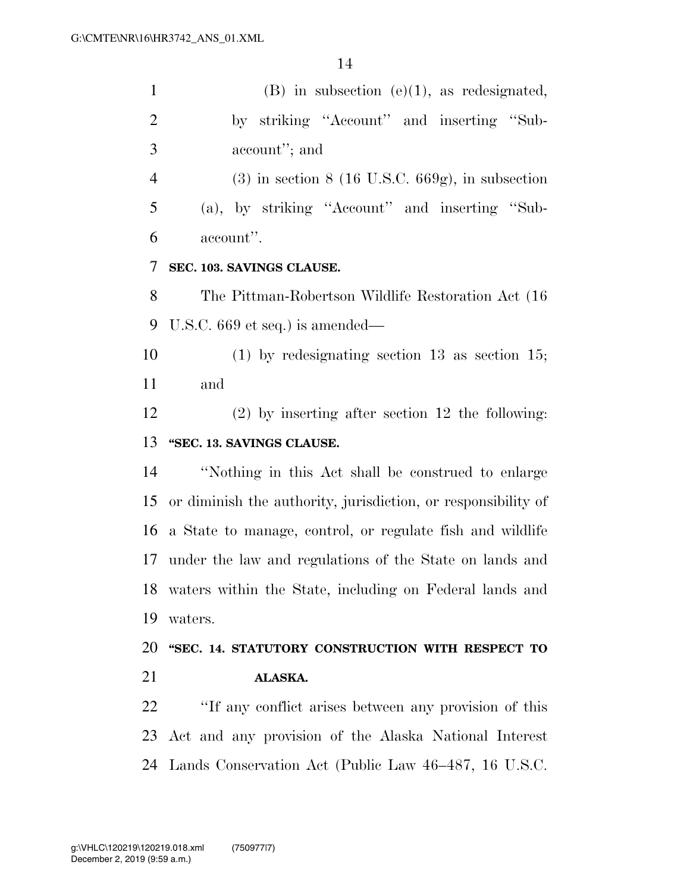(B) in subsection (e)(1), as redesignated, by striking "Account" and inserting "Sub-account"; and

(3) in section 8 (16 U.S.C. 669g), in subsection (a), by striking "Account" and inserting "Sub-account".

**SEC. 103. SAVINGS CLAUSE.**

The Pittman-Robertson Wildlife Restoration Act (16 U.S.C. 669 et seq.) is amended—

(1) by redesignating section 13 as section 15; and

(2) by inserting after section 12 the following:

**"SEC. 13. SAVINGS CLAUSE.**

"Nothing in this Act shall be construed to enlarge or diminish the authority, jurisdiction, or responsibility of a State to manage, control, or regulate fish and wildlife under the law and regulations of the State on lands and waters within the State, including on Federal lands and waters.

**"SEC. 14. STATUTORY CONSTRUCTION WITH RESPECT TO ALASKA.**

"If any conflict arises between any provision of this Act and any provision of the Alaska National Interest Lands Conservation Act (Public Law 46–487, 16 U.S.C.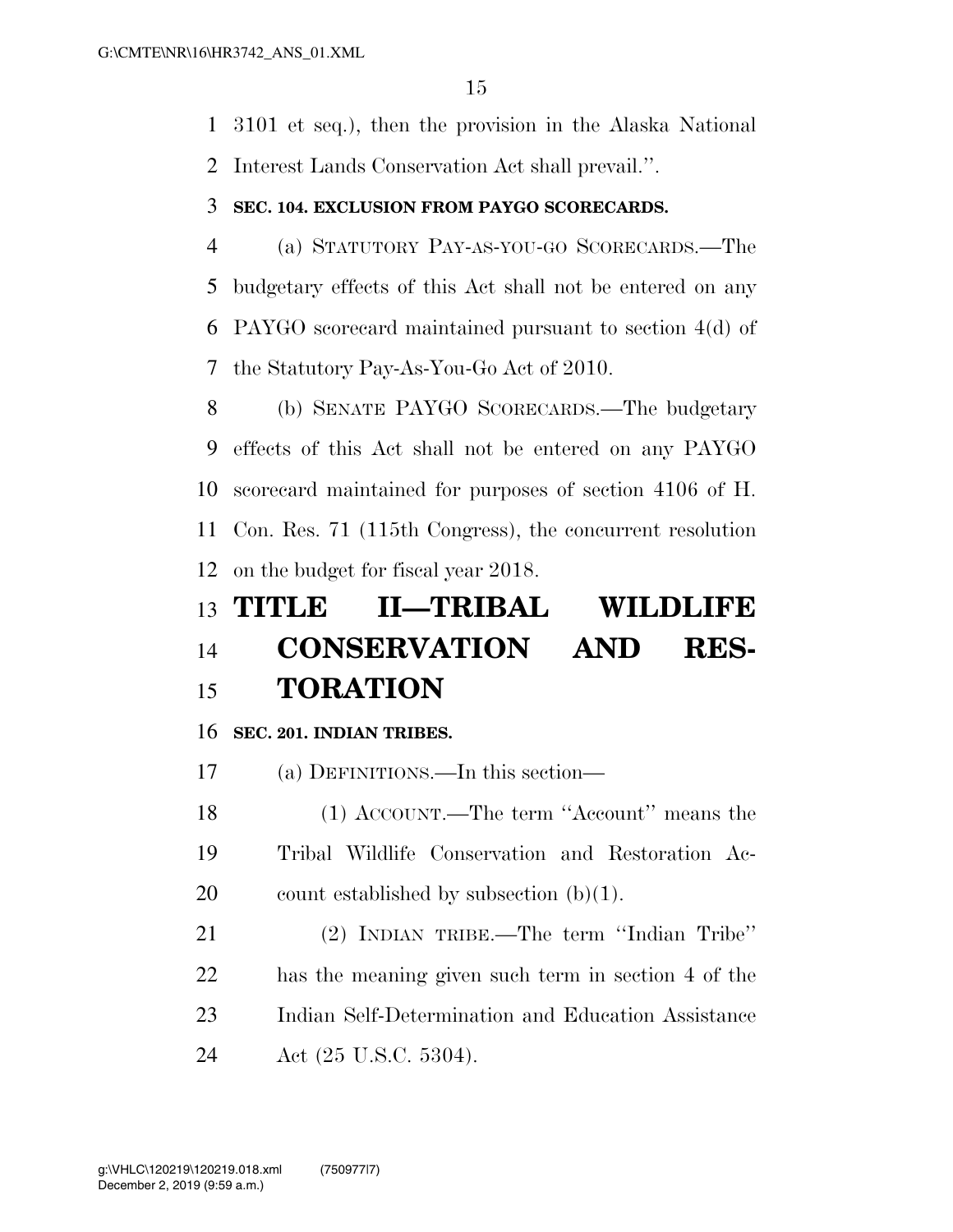3101 et seq.), then the provision in the Alaska National Interest Lands Conservation Act shall prevail.''.

**SEC. 104. EXCLUSION FROM PAYGO SCORECARDS.**

(a) STATUTORY PAY-AS-YOU-GO SCORECARDS.—The budgetary effects of this Act shall not be entered on any PAYGO scorecard maintained pursuant to section 4(d) of the Statutory Pay-As-You-Go Act of 2010.

(b) SENATE PAYGO SCORECARDS.—The budgetary effects of this Act shall not be entered on any PAYGO scorecard maintained for purposes of section 4106 of H. Con. Res. 71 (115th Congress), the concurrent resolution on the budget for fiscal year 2018.

# TITLE II—TRIBAL WILDLIFE CONSERVATION AND RESTORATION

**SEC. 201. INDIAN TRIBES.**

(a) DEFINITIONS.—In this section—

(1) ACCOUNT.—The term ''Account'' means the Tribal Wildlife Conservation and Restoration Account established by subsection (b)(1).

(2) INDIAN TRIBE.—The term ''Indian Tribe'' has the meaning given such term in section 4 of the Indian Self-Determination and Education Assistance Act (25 U.S.C. 5304).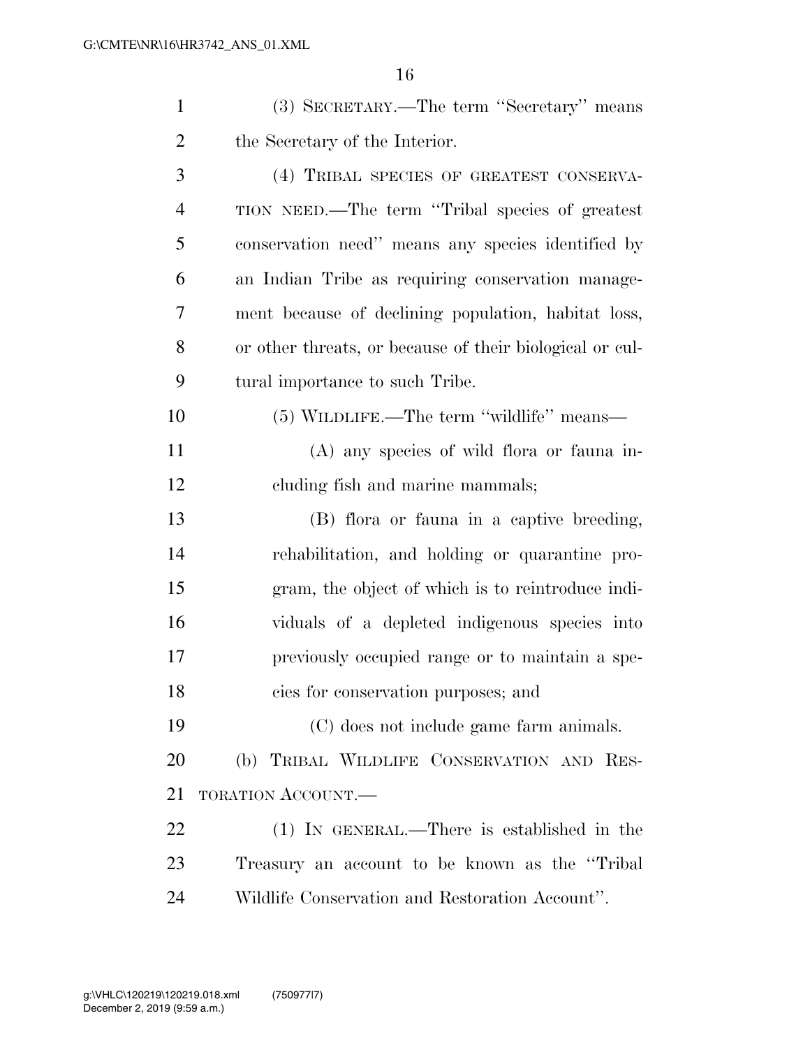(3) SECRETARY.—The term "Secretary" means the Secretary of the Interior.

(4) TRIBAL SPECIES OF GREATEST CONSERVATION NEED.—The term "Tribal species of greatest conservation need" means any species identified by an Indian Tribe as requiring conservation management because of declining population, habitat loss, or other threats, or because of their biological or cultural importance to such Tribe.

(5) WILDLIFE.—The term "wildlife" means—

(A) any species of wild flora or fauna including fish and marine mammals;

(B) flora or fauna in a captive breeding, rehabilitation, and holding or quarantine program, the object of which is to reintroduce individuals of a depleted indigenous species into previously occupied range or to maintain a species for conservation purposes; and

(C) does not include game farm animals.

(b) TRIBAL WILDLIFE CONSERVATION AND RESTORATION ACCOUNT.—

(1) IN GENERAL.—There is established in the Treasury an account to be known as the "Tribal Wildlife Conservation and Restoration Account".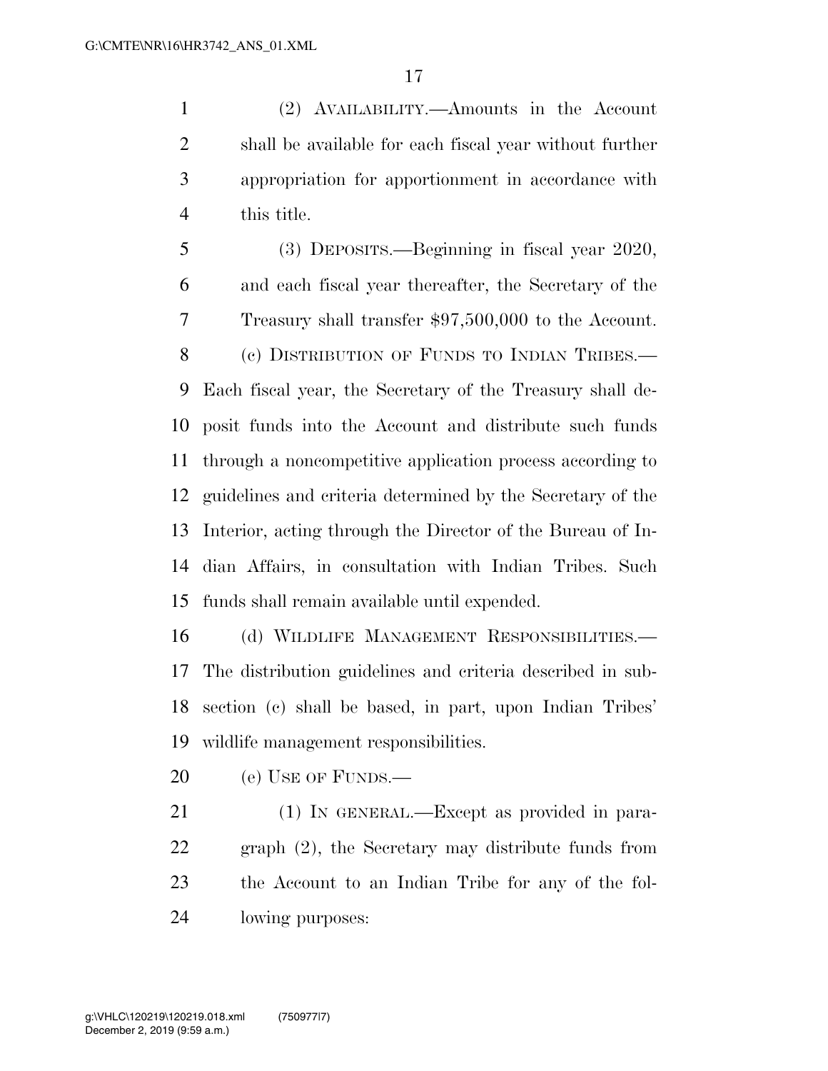(2) AVAILABILITY.—Amounts in the Account shall be available for each fiscal year without further appropriation for apportionment in accordance with this title.

(3) DEPOSITS.—Beginning in fiscal year 2020, and each fiscal year thereafter, the Secretary of the Treasury shall transfer $97,500,000 to the Account.

(c) DISTRIBUTION OF FUNDS TO INDIAN TRIBES.—Each fiscal year, the Secretary of the Treasury shall deposit funds into the Account and distribute such funds through a noncompetitive application process according to guidelines and criteria determined by the Secretary of the Interior, acting through the Director of the Bureau of Indian Affairs, in consultation with Indian Tribes. Such funds shall remain available until expended.

(d) WILDLIFE MANAGEMENT RESPONSIBILITIES.—The distribution guidelines and criteria described in subsection (c) shall be based, in part, upon Indian Tribes' wildlife management responsibilities.

(e) USE OF FUNDS.—

(1) IN GENERAL.—Except as provided in paragraph (2), the Secretary may distribute funds from the Account to an Indian Tribe for any of the following purposes: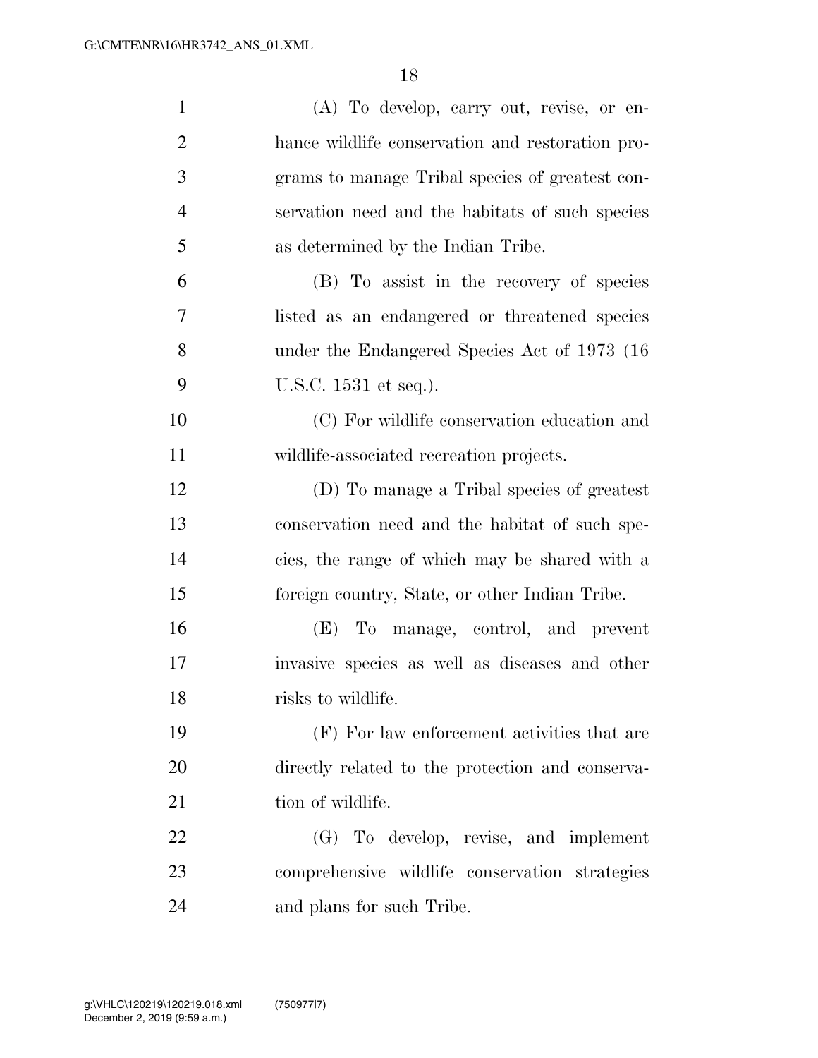(A) To develop, carry out, revise, or enhance wildlife conservation and restoration programs to manage Tribal species of greatest conservation need and the habitats of such species as determined by the Indian Tribe.

(B) To assist in the recovery of species listed as an endangered or threatened species under the Endangered Species Act of 1973 (16 U.S.C. 1531 et seq.).

(C) For wildlife conservation education and wildlife-associated recreation projects.

(D) To manage a Tribal species of greatest conservation need and the habitat of such species, the range of which may be shared with a foreign country, State, or other Indian Tribe.

(E) To manage, control, and prevent invasive species as well as diseases and other risks to wildlife.

(F) For law enforcement activities that are directly related to the protection and conservation of wildlife.

(G) To develop, revise, and implement comprehensive wildlife conservation strategies and plans for such Tribe.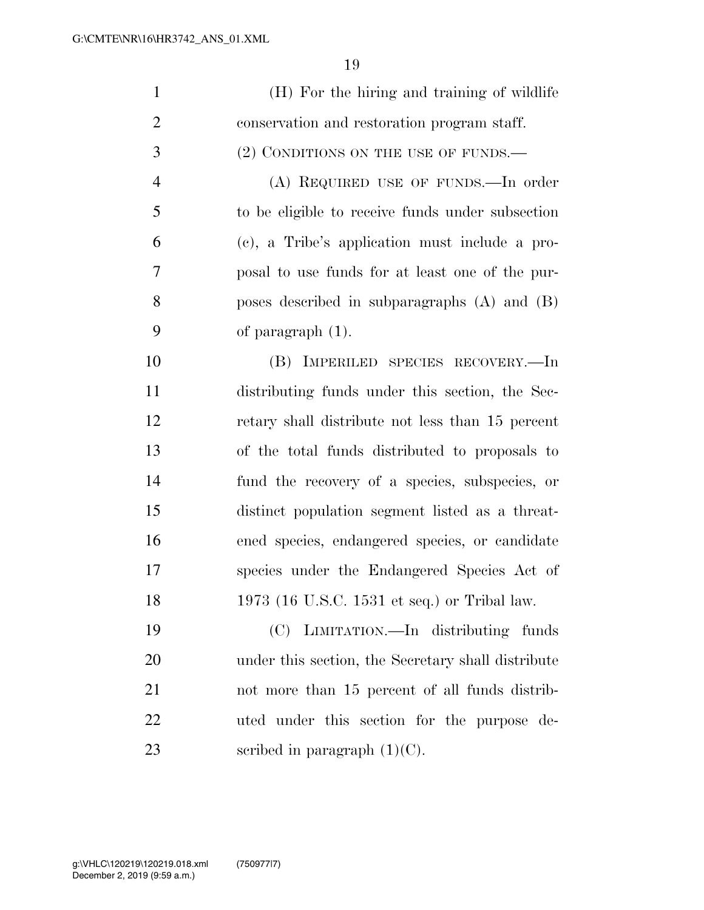(H) For the hiring and training of wildlife conservation and restoration program staff.

(2) CONDITIONS ON THE USE OF FUNDS.—

(A) REQUIRED USE OF FUNDS.—In order to be eligible to receive funds under subsection (c), a Tribe's application must include a proposal to use funds for at least one of the purposes described in subparagraphs (A) and (B) of paragraph (1).

(B) IMPERILED SPECIES RECOVERY.—In distributing funds under this section, the Secretary shall distribute not less than 15 percent of the total funds distributed to proposals to fund the recovery of a species, subspecies, or distinct population segment listed as a threatened species, endangered species, or candidate species under the Endangered Species Act of 1973 (16 U.S.C. 1531 et seq.) or Tribal law.

(C) LIMITATION.—In distributing funds under this section, the Secretary shall distribute not more than 15 percent of all funds distributed under this section for the purpose described in paragraph (1)(C).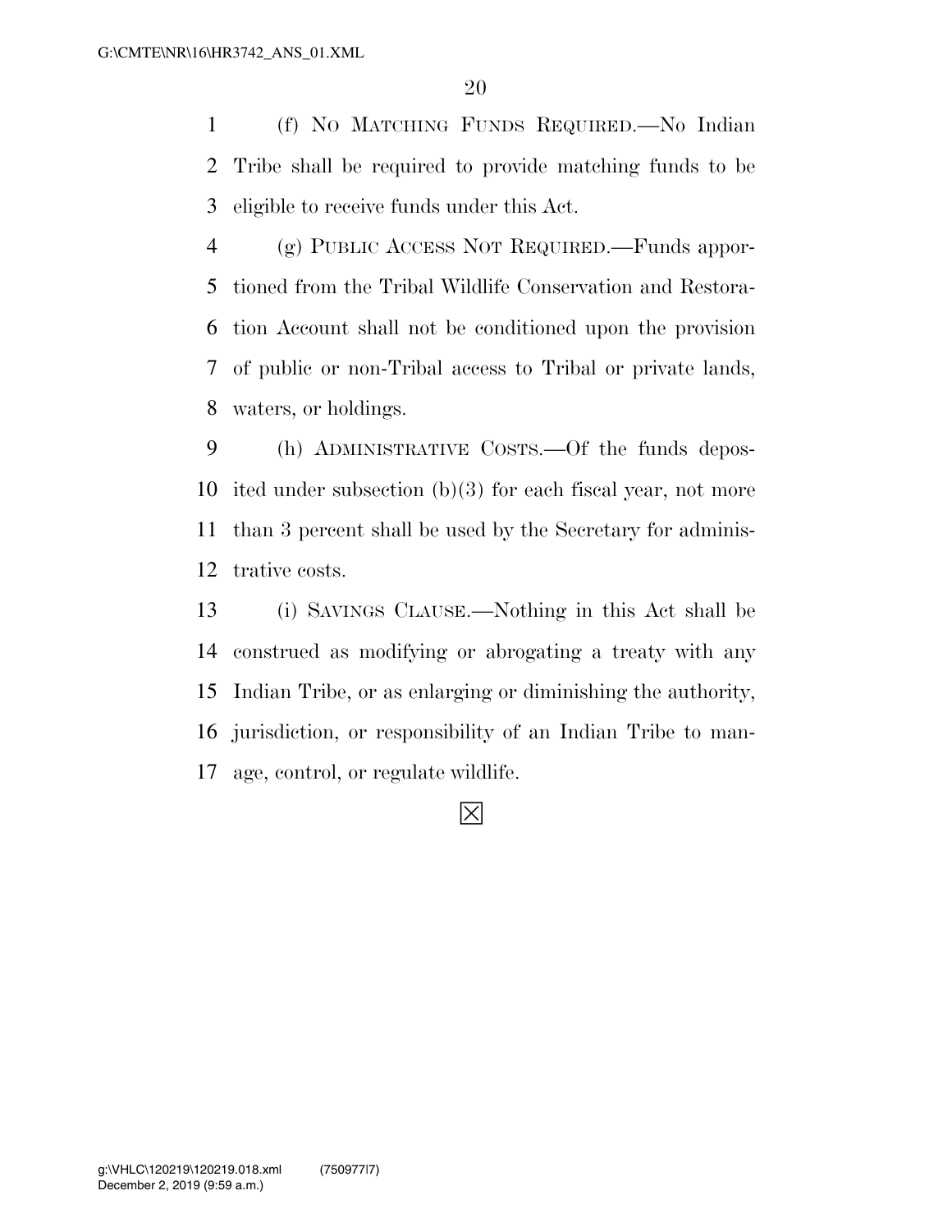(f) NO MATCHING FUNDS REQUIRED.—No Indian Tribe shall be required to provide matching funds to be eligible to receive funds under this Act.

(g) PUBLIC ACCESS NOT REQUIRED.—Funds apportioned from the Tribal Wildlife Conservation and Restoration Account shall not be conditioned upon the provision of public or non-Tribal access to Tribal or private lands, waters, or holdings.

(h) ADMINISTRATIVE COSTS.—Of the funds deposited under subsection (b)(3) for each fiscal year, not more than 3 percent shall be used by the Secretary for administrative costs.

(i) SAVINGS CLAUSE.—Nothing in this Act shall be construed as modifying or abrogating a treaty with any Indian Tribe, or as enlarging or diminishing the authority, jurisdiction, or responsibility of an Indian Tribe to manage, control, or regulate wildlife.